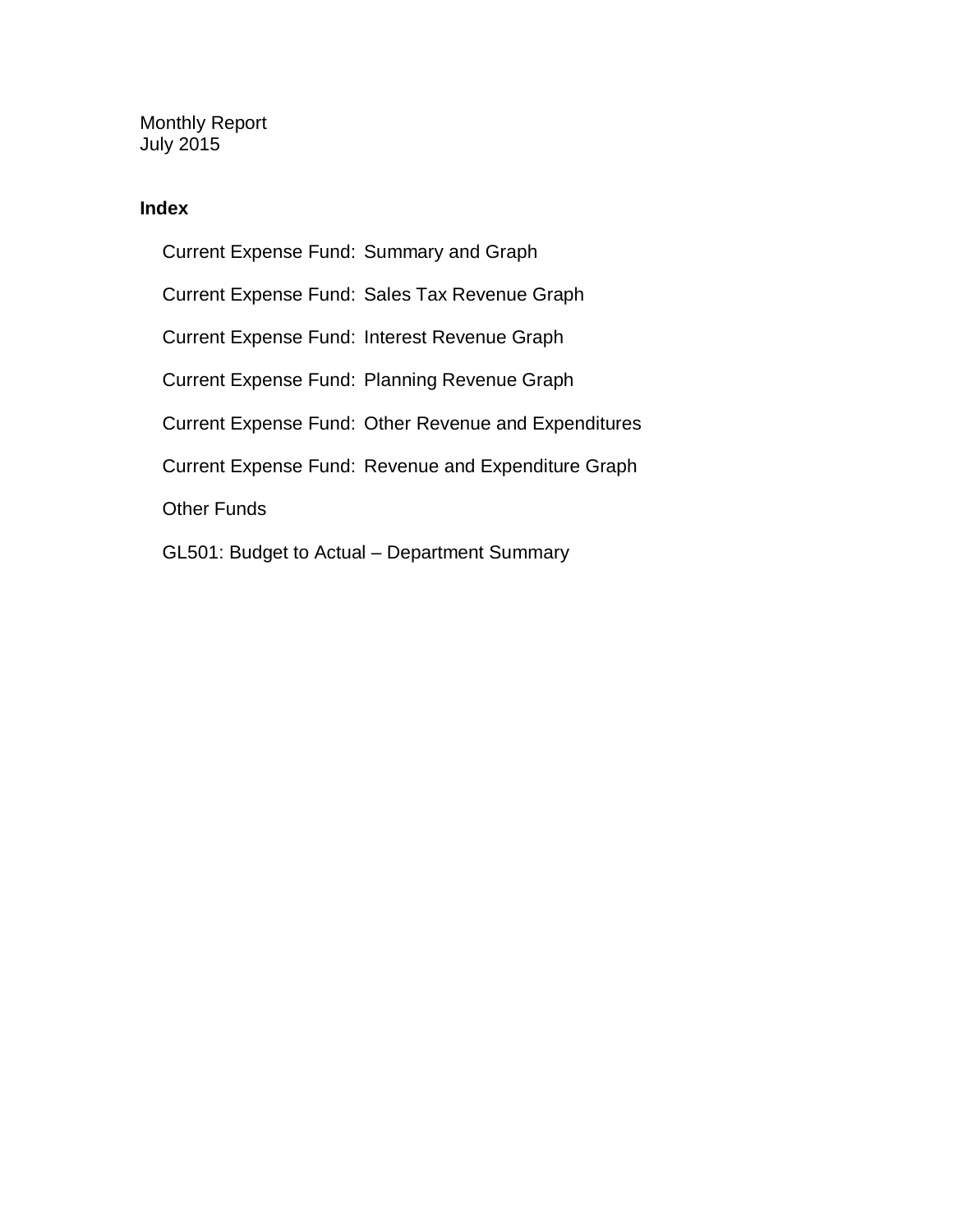Monthly Report
July 2015

**Index**

- Current Expense Fund: Summary and Graph
- Current Expense Fund: Sales Tax Revenue Graph
- Current Expense Fund: Interest Revenue Graph
- Current Expense Fund: Planning Revenue Graph
- Current Expense Fund: Other Revenue and Expenditures
- Current Expense Fund: Revenue and Expenditure Graph
- Other Funds
- GL501: Budget to Actual – Department Summary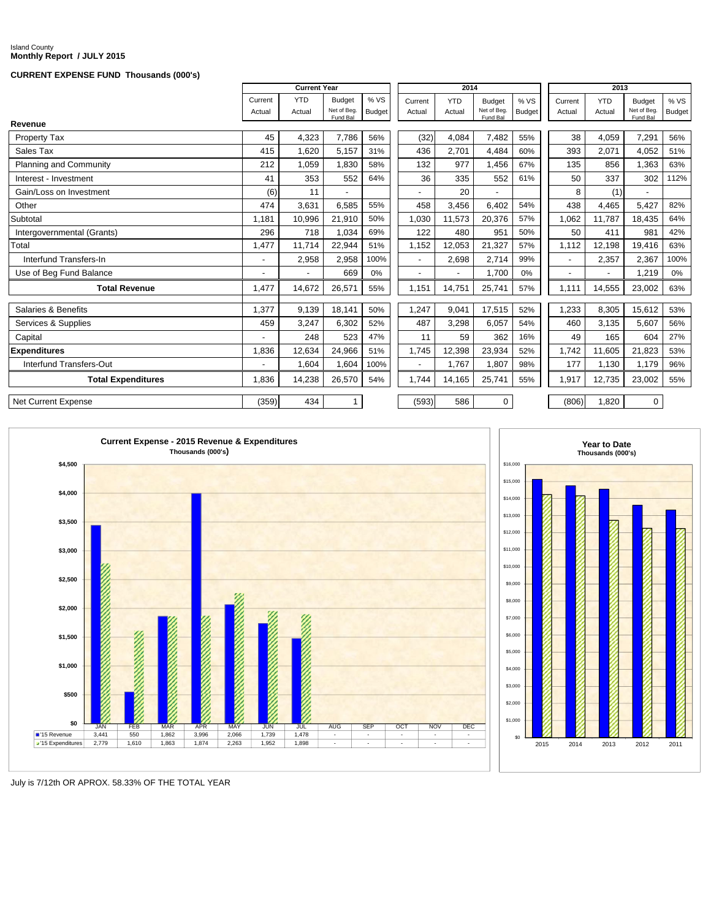Island County
**Monthly Report / JULY 2015**

**CURRENT EXPENSE FUND Thousands (000's)**

| | Current Year | | | | 2014 | | | | 2013 | | | |
|---|---|---|---|---|---|---|---|---|---|---|---|---|
| | Current Actual | YTD Actual | Budget Net of Beg. Fund Bal | % VS Budget | Current Actual | YTD Actual | Budget Net of Beg. Fund Bal | % VS Budget | Current Actual | YTD Actual | Budget Net of Beg. Fund Bal | % VS Budget |
| **Revenue** | | | | | | | | | | | | |
| Property Tax | 45 | 4,323 | 7,786 | 56% | (32) | 4,084 | 7,482 | 55% | 38 | 4,059 | 7,291 | 56% |
| Sales Tax | 415 | 1,620 | 5,157 | 31% | 436 | 2,701 | 4,484 | 60% | 393 | 2,071 | 4,052 | 51% |
| Planning and Community | 212 | 1,059 | 1,830 | 58% | 132 | 977 | 1,456 | 67% | 135 | 856 | 1,363 | 63% |
| Interest - Investment | 41 | 353 | 552 | 64% | 36 | 335 | 552 | 61% | 50 | 337 | 302 | 112% |
| Gain/Loss on Investment | (6) | 11 | - | | - | 20 | - | | 8 | (1) | - | |
| Other | 474 | 3,631 | 6,585 | 55% | 458 | 3,456 | 6,402 | 54% | 438 | 4,465 | 5,427 | 82% |
| Subtotal | 1,181 | 10,996 | 21,910 | 50% | 1,030 | 11,573 | 20,376 | 57% | 1,062 | 11,787 | 18,435 | 64% |
| Intergovernmental (Grants) | 296 | 718 | 1,034 | 69% | 122 | 480 | 951 | 50% | 50 | 411 | 981 | 42% |
| Total | 1,477 | 11,714 | 22,944 | 51% | 1,152 | 12,053 | 21,327 | 57% | 1,112 | 12,198 | 19,416 | 63% |
| Interfund Transfers-In | - | 2,958 | 2,958 | 100% | - | 2,698 | 2,714 | 99% | - | 2,357 | 2,367 | 100% |
| Use of Beg Fund Balance | - | - | 669 | 0% | - | - | 1,700 | 0% | - | - | 1,219 | 0% |
| **Total Revenue** | 1,477 | 14,672 | 26,571 | 55% | 1,151 | 14,751 | 25,741 | 57% | 1,111 | 14,555 | 23,002 | 63% |
| Salaries & Benefits | 1,377 | 9,139 | 18,141 | 50% | 1,247 | 9,041 | 17,515 | 52% | 1,233 | 8,305 | 15,612 | 53% |
| Services & Supplies | 459 | 3,247 | 6,302 | 52% | 487 | 3,298 | 6,057 | 54% | 460 | 3,135 | 5,607 | 56% |
| Capital | - | 248 | 523 | 47% | 11 | 59 | 362 | 16% | 49 | 165 | 604 | 27% |
| **Expenditures** | 1,836 | 12,634 | 24,966 | 51% | 1,745 | 12,398 | 23,934 | 52% | 1,742 | 11,605 | 21,823 | 53% |
| Interfund Transfers-Out | - | 1,604 | 1,604 | 100% | - | 1,767 | 1,807 | 98% | 177 | 1,130 | 1,179 | 96% |
| **Total Expenditures** | 1,836 | 14,238 | 26,570 | 54% | 1,744 | 14,165 | 25,741 | 55% | 1,917 | 12,735 | 23,002 | 55% |
| Net Current Expense | (359) | 434 | 1 | | (593) | 586 | 0 | | (806) | 1,820 | 0 | |

**Current Expense - 2015 Revenue & Expenditures**
Thousands (000's)

| | JAN | FEB | MAR | APR | MAY | JUN | JUL | AUG | SEP | OCT | NOV | DEC |
|---|---|---|---|---|---|---|---|---|---|---|---|---|
| '15 Revenue | 3,441 | 550 | 1,862 | 3,996 | 2,066 | 1,739 | 1,478 | - | - | - | - | - |
| '15 Expenditures | 2,779 | 1,610 | 1,863 | 1,874 | 2,263 | 1,952 | 1,898 | - | - | - | - | - |

**Year to Date**
Thousands (000's)

2015 2014 2013 2012 2011

July is 7/12th OR APROX. 58.33% OF THE TOTAL YEAR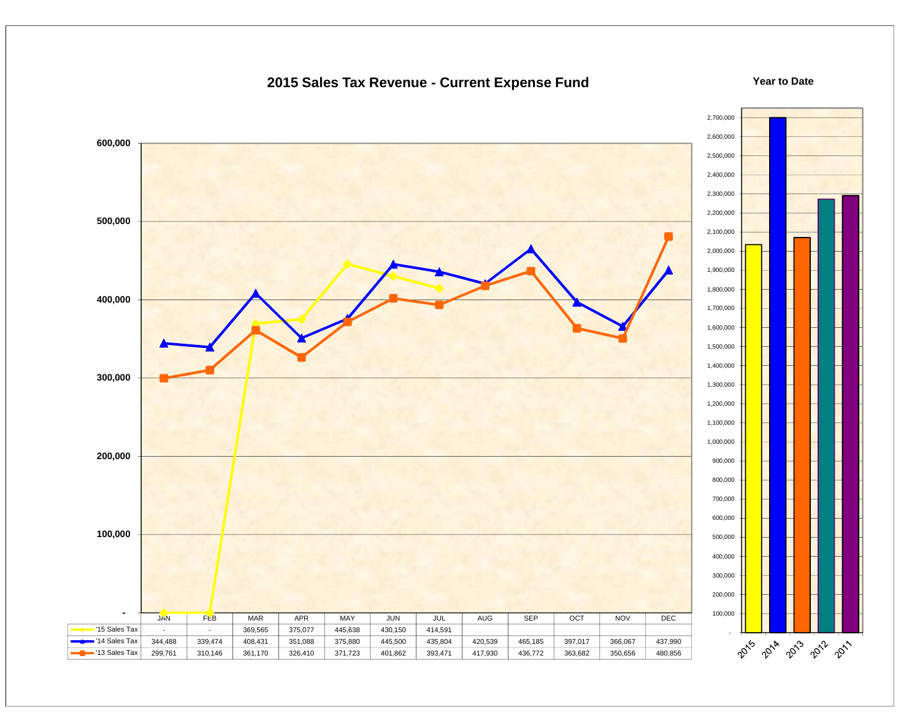# 2015 Sales Tax Revenue - Current Expense Fund

| | JAN | FEB | MAR | APR | MAY | JUN | JUL | AUG | SEP | OCT | NOV | DEC |
|---|---|---|---|---|---|---|---|---|---|---|---|---|
| '15 Sales Tax | - | - | 369,565 | 375,077 | 445,638 | 430,150 | 414,591 | | | | | |
| '14 Sales Tax | 344,488 | 339,474 | 408,431 | 351,088 | 375,880 | 445,500 | 435,804 | 420,539 | 465,185 | 397,017 | 366,067 | 437,990 |
| '13 Sales Tax | 299,761 | 310,146 | 361,170 | 326,410 | 371,723 | 401,862 | 393,471 | 417,930 | 436,772 | 363,682 | 350,656 | 480,856 |

## Year to Date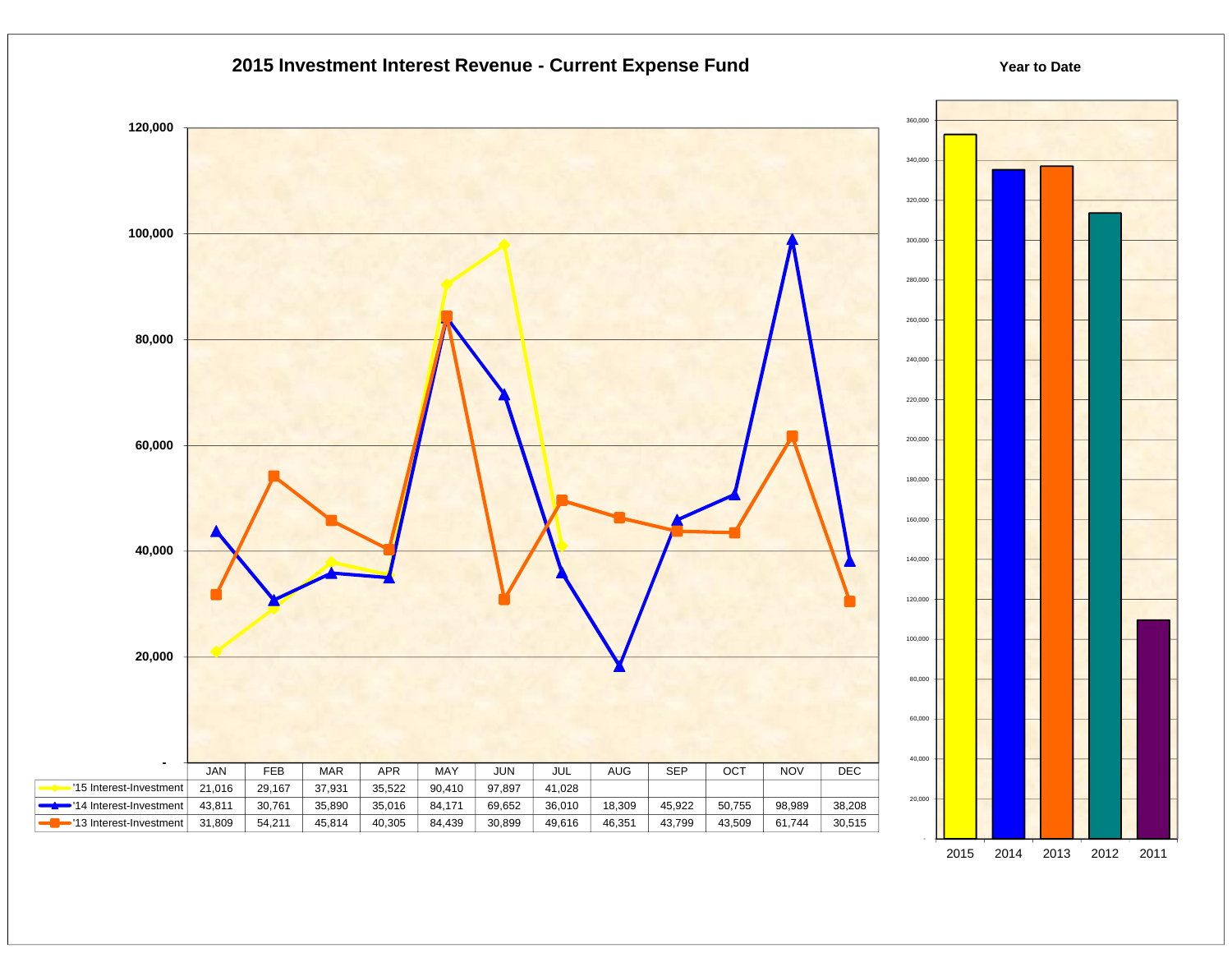## 2015 Investment Interest Revenue - Current Expense Fund

| | JAN | FEB | MAR | APR | MAY | JUN | JUL | AUG | SEP | OCT | NOV | DEC |
|---|---|---|---|---|---|---|---|---|---|---|---|---|
| '15 Interest-Investment | 21,016 | 29,167 | 37,931 | 35,522 | 90,410 | 97,897 | 41,028 | | | | | |
| '14 Interest-Investment | 43,811 | 30,761 | 35,890 | 35,016 | 84,171 | 69,652 | 36,010 | 18,309 | 45,922 | 50,755 | 98,989 | 38,208 |
| '13 Interest-Investment | 31,809 | 54,211 | 45,814 | 40,305 | 84,439 | 30,899 | 49,616 | 46,351 | 43,799 | 43,509 | 61,744 | 30,515 |

### Year to Date

2015 | 2014 | 2013 | 2012 | 2011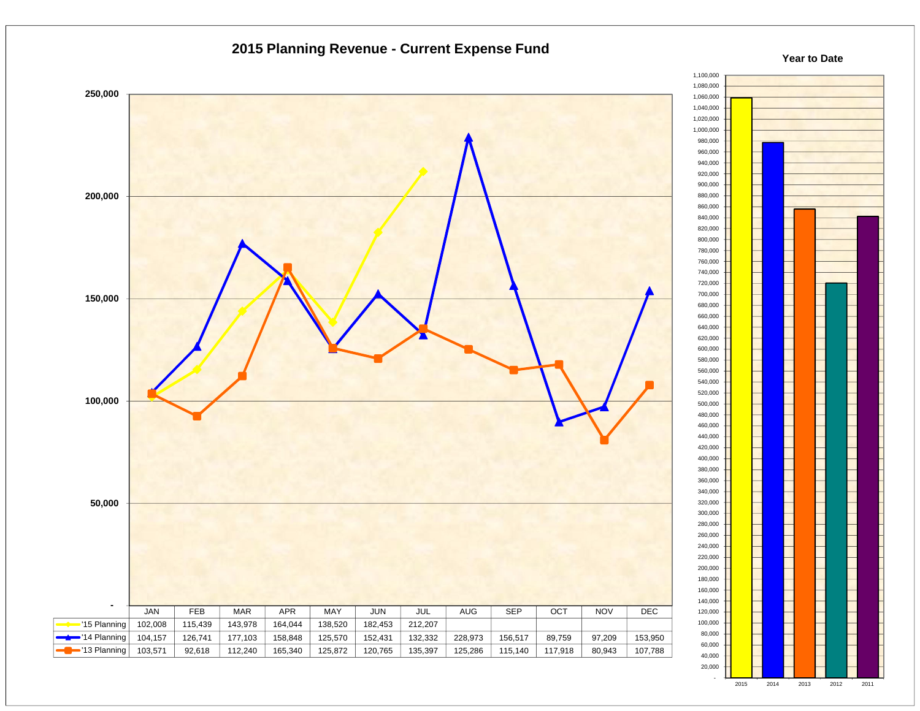# 2015 Planning Revenue - Current Expense Fund

| | JAN | FEB | MAR | APR | MAY | JUN | JUL | AUG | SEP | OCT | NOV | DEC |
|---|---|---|---|---|---|---|---|---|---|---|---|---|
| '15 Planning | 102,008 | 115,439 | 143,978 | 164,044 | 138,520 | 182,453 | 212,207 | | | | | |
| '14 Planning | 104,157 | 126,741 | 177,103 | 158,848 | 125,570 | 152,431 | 132,332 | 228,973 | 156,517 | 89,759 | 97,209 | 153,950 |
| '13 Planning | 103,571 | 92,618 | 112,240 | 165,340 | 125,872 | 120,765 | 135,397 | 125,286 | 115,140 | 117,918 | 80,943 | 107,788 |

## Year to Date

Bar chart with years 2015, 2014, 2013, 2012, 2011.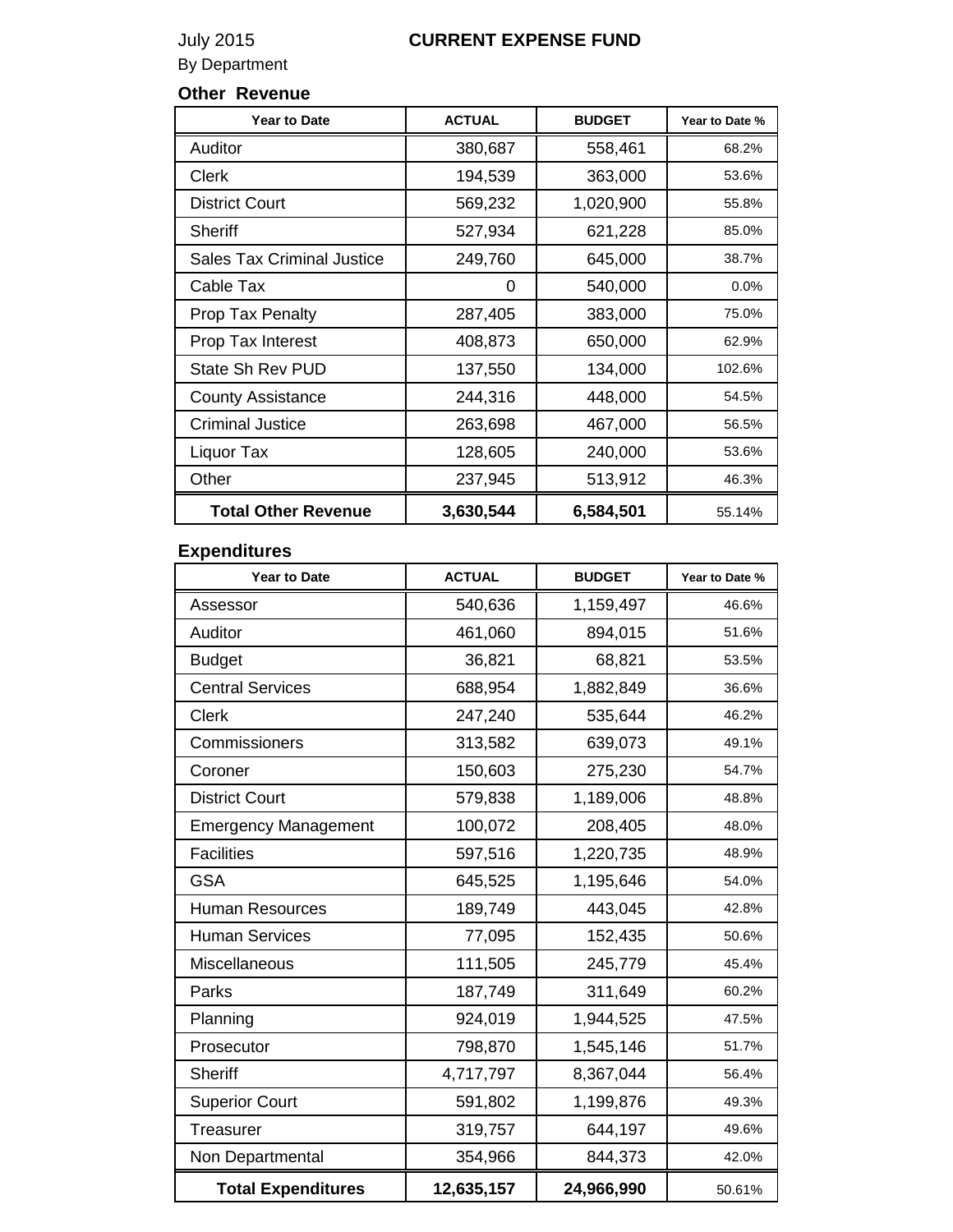July 2015

## CURRENT EXPENSE FUND

By Department

### Other Revenue

| Year to Date | ACTUAL | BUDGET | Year to Date % |
|---|---|---|---|
| Auditor | 380,687 | 558,461 | 68.2% |
| Clerk | 194,539 | 363,000 | 53.6% |
| District Court | 569,232 | 1,020,900 | 55.8% |
| Sheriff | 527,934 | 621,228 | 85.0% |
| Sales Tax Criminal Justice | 249,760 | 645,000 | 38.7% |
| Cable Tax | 0 | 540,000 | 0.0% |
| Prop Tax Penalty | 287,405 | 383,000 | 75.0% |
| Prop Tax Interest | 408,873 | 650,000 | 62.9% |
| State Sh Rev PUD | 137,550 | 134,000 | 102.6% |
| County Assistance | 244,316 | 448,000 | 54.5% |
| Criminal Justice | 263,698 | 467,000 | 56.5% |
| Liquor Tax | 128,605 | 240,000 | 53.6% |
| Other | 237,945 | 513,912 | 46.3% |
| **Total Other Revenue** | **3,630,544** | **6,584,501** | 55.14% |

### Expenditures

| Year to Date | ACTUAL | BUDGET | Year to Date % |
|---|---|---|---|
| Assessor | 540,636 | 1,159,497 | 46.6% |
| Auditor | 461,060 | 894,015 | 51.6% |
| Budget | 36,821 | 68,821 | 53.5% |
| Central Services | 688,954 | 1,882,849 | 36.6% |
| Clerk | 247,240 | 535,644 | 46.2% |
| Commissioners | 313,582 | 639,073 | 49.1% |
| Coroner | 150,603 | 275,230 | 54.7% |
| District Court | 579,838 | 1,189,006 | 48.8% |
| Emergency Management | 100,072 | 208,405 | 48.0% |
| Facilities | 597,516 | 1,220,735 | 48.9% |
| GSA | 645,525 | 1,195,646 | 54.0% |
| Human Resources | 189,749 | 443,045 | 42.8% |
| Human Services | 77,095 | 152,435 | 50.6% |
| Miscellaneous | 111,505 | 245,779 | 45.4% |
| Parks | 187,749 | 311,649 | 60.2% |
| Planning | 924,019 | 1,944,525 | 47.5% |
| Prosecutor | 798,870 | 1,545,146 | 51.7% |
| Sheriff | 4,717,797 | 8,367,044 | 56.4% |
| Superior Court | 591,802 | 1,199,876 | 49.3% |
| Treasurer | 319,757 | 644,197 | 49.6% |
| Non Departmental | 354,966 | 844,373 | 42.0% |
| **Total Expenditures** | **12,635,157** | **24,966,990** | 50.61% |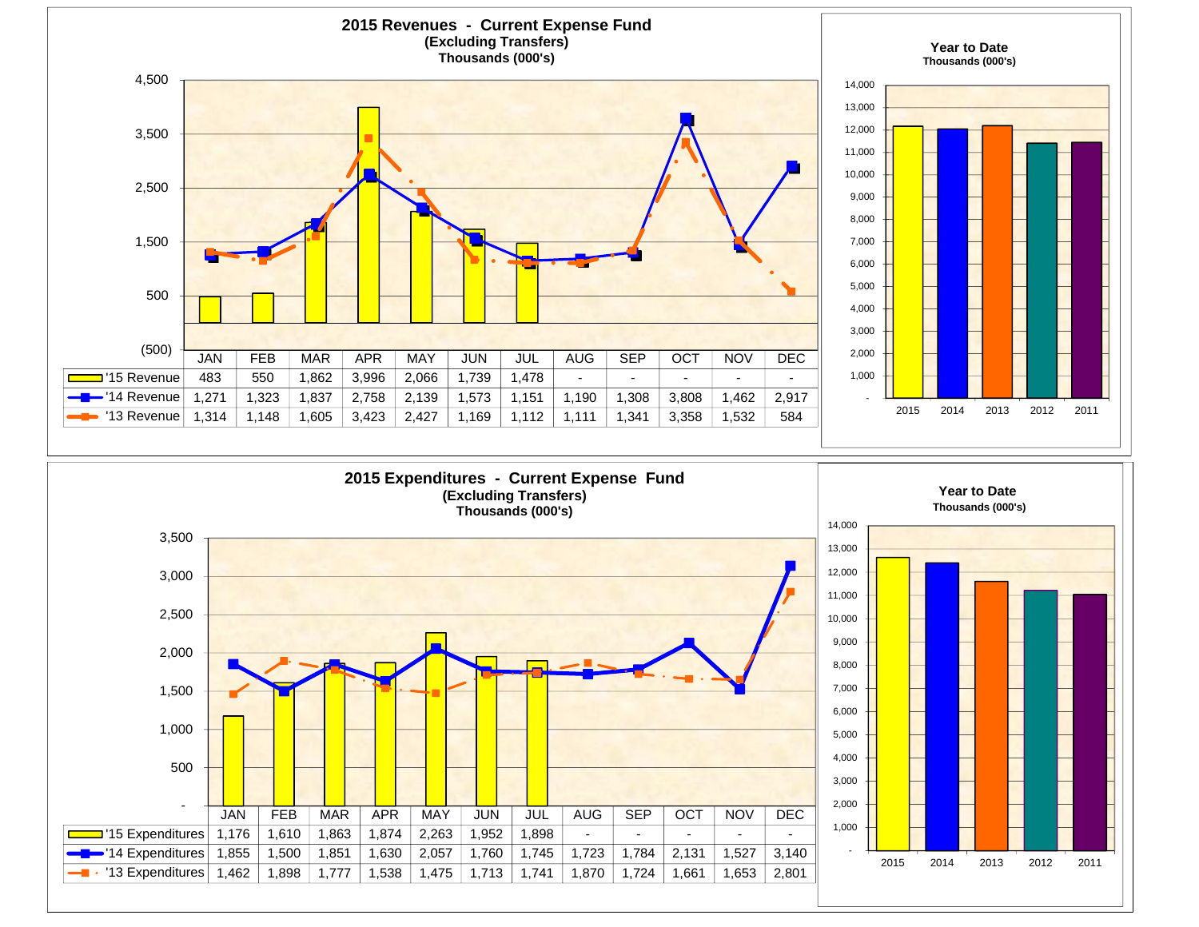## 2015 Revenues - Current Expense Fund
**(Excluding Transfers)**
**Thousands (000's)**

| | JAN | FEB | MAR | APR | MAY | JUN | JUL | AUG | SEP | OCT | NOV | DEC |
|---|---|---|---|---|---|---|---|---|---|---|---|---|
| '15 Revenue | 483 | 550 | 1,862 | 3,996 | 2,066 | 1,739 | 1,478 | - | - | - | - | - |
| '14 Revenue | 1,271 | 1,323 | 1,837 | 2,758 | 2,139 | 1,573 | 1,151 | 1,190 | 1,308 | 3,808 | 1,462 | 2,917 |
| '13 Revenue | 1,314 | 1,148 | 1,605 | 3,423 | 2,427 | 1,169 | 1,112 | 1,111 | 1,341 | 3,358 | 1,532 | 584 |

**Year to Date**
**Thousands (000's)**

2015, 2014, 2013, 2012, 2011

## 2015 Expenditures - Current Expense Fund
**(Excluding Transfers)**
**Thousands (000's)**

| | JAN | FEB | MAR | APR | MAY | JUN | JUL | AUG | SEP | OCT | NOV | DEC |
|---|---|---|---|---|---|---|---|---|---|---|---|---|
| '15 Expenditures | 1,176 | 1,610 | 1,863 | 1,874 | 2,263 | 1,952 | 1,898 | - | - | - | - | - |
| '14 Expenditures | 1,855 | 1,500 | 1,851 | 1,630 | 2,057 | 1,760 | 1,745 | 1,723 | 1,784 | 2,131 | 1,527 | 3,140 |
| '13 Expenditures | 1,462 | 1,898 | 1,777 | 1,538 | 1,475 | 1,713 | 1,741 | 1,870 | 1,724 | 1,661 | 1,653 | 2,801 |

**Year to Date**
**Thousands (000's)**

2015, 2014, 2013, 2012, 2011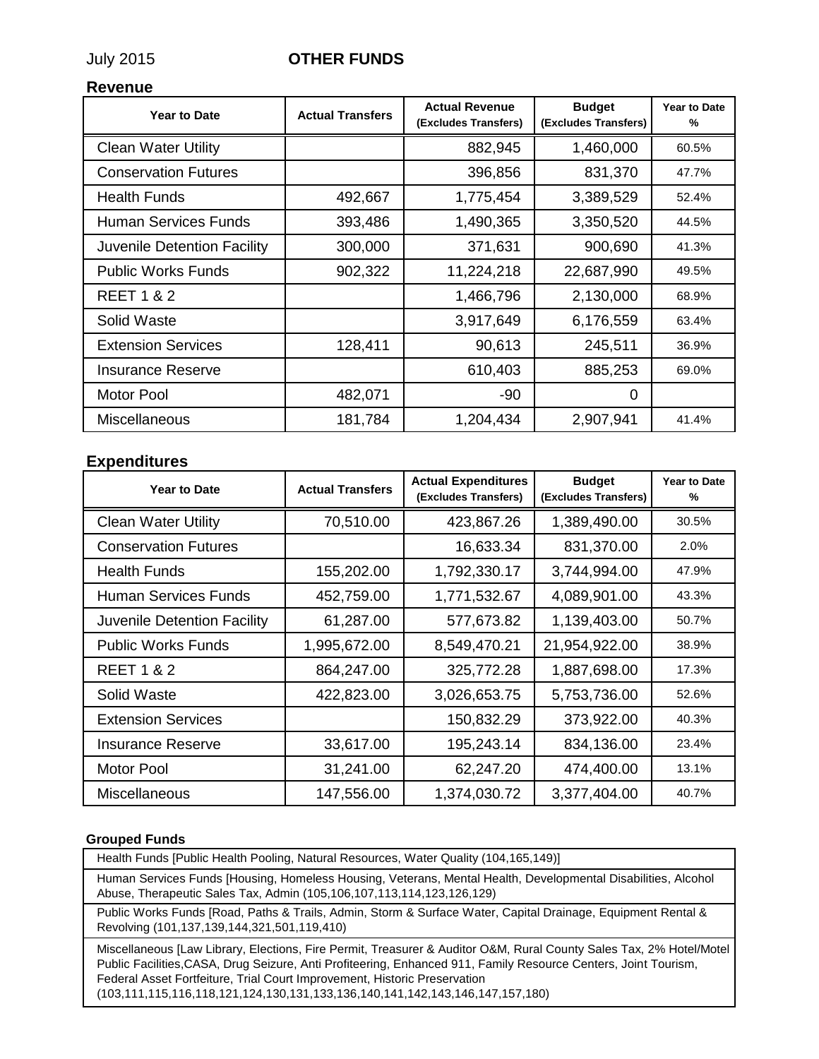July 2015 **OTHER FUNDS**

## Revenue

| Year to Date | Actual Transfers | Actual Revenue (Excludes Transfers) | Budget (Excludes Transfers) | Year to Date % |
|---|---|---|---|---|
| Clean Water Utility | | 882,945 | 1,460,000 | 60.5% |
| Conservation Futures | | 396,856 | 831,370 | 47.7% |
| Health Funds | 492,667 | 1,775,454 | 3,389,529 | 52.4% |
| Human Services Funds | 393,486 | 1,490,365 | 3,350,520 | 44.5% |
| Juvenile Detention Facility | 300,000 | 371,631 | 900,690 | 41.3% |
| Public Works Funds | 902,322 | 11,224,218 | 22,687,990 | 49.5% |
| REET 1 & 2 | | 1,466,796 | 2,130,000 | 68.9% |
| Solid Waste | | 3,917,649 | 6,176,559 | 63.4% |
| Extension Services | 128,411 | 90,613 | 245,511 | 36.9% |
| Insurance Reserve | | 610,403 | 885,253 | 69.0% |
| Motor Pool | 482,071 | -90 | 0 | |
| Miscellaneous | 181,784 | 1,204,434 | 2,907,941 | 41.4% |

## Expenditures

| Year to Date | Actual Transfers | Actual Expenditures (Excludes Transfers) | Budget (Excludes Transfers) | Year to Date % |
|---|---|---|---|---|
| Clean Water Utility | 70,510.00 | 423,867.26 | 1,389,490.00 | 30.5% |
| Conservation Futures | | 16,633.34 | 831,370.00 | 2.0% |
| Health Funds | 155,202.00 | 1,792,330.17 | 3,744,994.00 | 47.9% |
| Human Services Funds | 452,759.00 | 1,771,532.67 | 4,089,901.00 | 43.3% |
| Juvenile Detention Facility | 61,287.00 | 577,673.82 | 1,139,403.00 | 50.7% |
| Public Works Funds | 1,995,672.00 | 8,549,470.21 | 21,954,922.00 | 38.9% |
| REET 1 & 2 | 864,247.00 | 325,772.28 | 1,887,698.00 | 17.3% |
| Solid Waste | 422,823.00 | 3,026,653.75 | 5,753,736.00 | 52.6% |
| Extension Services | | 150,832.29 | 373,922.00 | 40.3% |
| Insurance Reserve | 33,617.00 | 195,243.14 | 834,136.00 | 23.4% |
| Motor Pool | 31,241.00 | 62,247.20 | 474,400.00 | 13.1% |
| Miscellaneous | 147,556.00 | 1,374,030.72 | 3,377,404.00 | 40.7% |

**Grouped Funds**

| |
|---|
| Health Funds [Public Health Pooling, Natural Resources, Water Quality (104,165,149)] |
| Human Services Funds [Housing, Homeless Housing, Veterans, Mental Health, Developmental Disabilities, Alcohol Abuse, Therapeutic Sales Tax, Admin (105,106,107,113,114,123,126,129) |
| Public Works Funds [Road, Paths & Trails, Admin, Storm & Surface Water, Capital Drainage, Equipment Rental & Revolving (101,137,139,144,321,501,119,410) |
| Miscellaneous [Law Library, Elections, Fire Permit, Treasurer & Auditor O&M, Rural County Sales Tax, 2% Hotel/Motel Public Facilities,CASA, Drug Seizure, Anti Profiteering, Enhanced 911, Family Resource Centers, Joint Tourism, Federal Asset Fortfeiture, Trial Court Improvement, Historic Preservation (103,111,115,116,118,121,124,130,131,133,136,140,141,142,143,146,147,157,180) |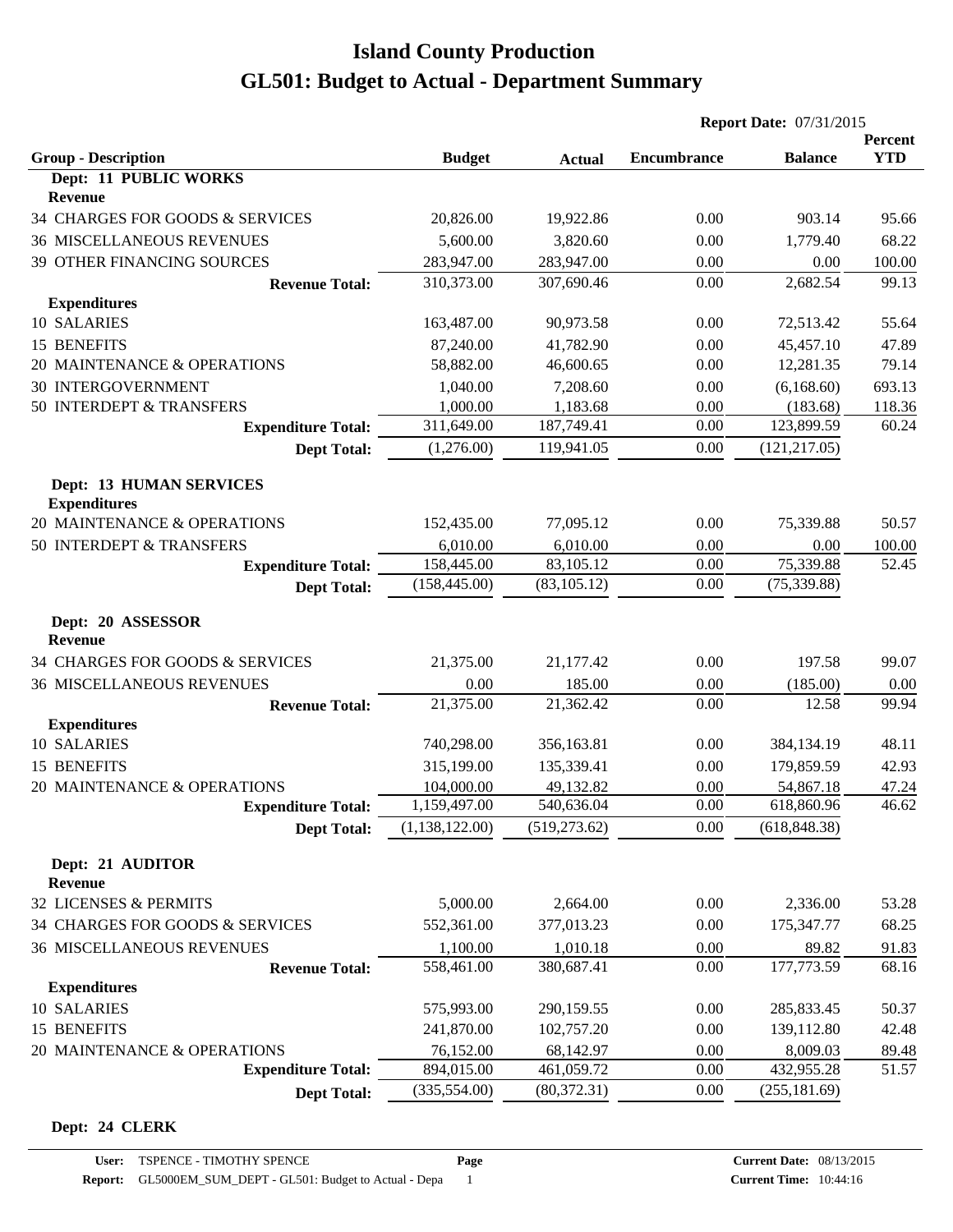# Island County Production

# GL501: Budget to Actual - Department Summary

**Report Date:** 07/31/2015

| Group - Description | Budget | Actual | Encumbrance | Balance | Percent YTD |
|---|---|---|---|---|---|
| **Dept: 11 PUBLIC WORKS** | | | | | |
| **Revenue** | | | | | |
| 34 CHARGES FOR GOODS & SERVICES | 20,826.00 | 19,922.86 | 0.00 | 903.14 | 95.66 |
| 36 MISCELLANEOUS REVENUES | 5,600.00 | 3,820.60 | 0.00 | 1,779.40 | 68.22 |
| 39 OTHER FINANCING SOURCES | 283,947.00 | 283,947.00 | 0.00 | 0.00 | 100.00 |
| **Revenue Total:** | 310,373.00 | 307,690.46 | 0.00 | 2,682.54 | 99.13 |
| **Expenditures** | | | | | |
| 10 SALARIES | 163,487.00 | 90,973.58 | 0.00 | 72,513.42 | 55.64 |
| 15 BENEFITS | 87,240.00 | 41,782.90 | 0.00 | 45,457.10 | 47.89 |
| 20 MAINTENANCE & OPERATIONS | 58,882.00 | 46,600.65 | 0.00 | 12,281.35 | 79.14 |
| 30 INTERGOVERNMENT | 1,040.00 | 7,208.60 | 0.00 | (6,168.60) | 693.13 |
| 50 INTERDEPT & TRANSFERS | 1,000.00 | 1,183.68 | 0.00 | (183.68) | 118.36 |
| **Expenditure Total:** | 311,649.00 | 187,749.41 | 0.00 | 123,899.59 | 60.24 |
| **Dept Total:** | (1,276.00) | 119,941.05 | 0.00 | (121,217.05) | |
| **Dept: 13 HUMAN SERVICES** | | | | | |
| **Expenditures** | | | | | |
| 20 MAINTENANCE & OPERATIONS | 152,435.00 | 77,095.12 | 0.00 | 75,339.88 | 50.57 |
| 50 INTERDEPT & TRANSFERS | 6,010.00 | 6,010.00 | 0.00 | 0.00 | 100.00 |
| **Expenditure Total:** | 158,445.00 | 83,105.12 | 0.00 | 75,339.88 | 52.45 |
| **Dept Total:** | (158,445.00) | (83,105.12) | 0.00 | (75,339.88) | |
| **Dept: 20 ASSESSOR** | | | | | |
| **Revenue** | | | | | |
| 34 CHARGES FOR GOODS & SERVICES | 21,375.00 | 21,177.42 | 0.00 | 197.58 | 99.07 |
| 36 MISCELLANEOUS REVENUES | 0.00 | 185.00 | 0.00 | (185.00) | 0.00 |
| **Revenue Total:** | 21,375.00 | 21,362.42 | 0.00 | 12.58 | 99.94 |
| **Expenditures** | | | | | |
| 10 SALARIES | 740,298.00 | 356,163.81 | 0.00 | 384,134.19 | 48.11 |
| 15 BENEFITS | 315,199.00 | 135,339.41 | 0.00 | 179,859.59 | 42.93 |
| 20 MAINTENANCE & OPERATIONS | 104,000.00 | 49,132.82 | 0.00 | 54,867.18 | 47.24 |
| **Expenditure Total:** | 1,159,497.00 | 540,636.04 | 0.00 | 618,860.96 | 46.62 |
| **Dept Total:** | (1,138,122.00) | (519,273.62) | 0.00 | (618,848.38) | |
| **Dept: 21 AUDITOR** | | | | | |
| **Revenue** | | | | | |
| 32 LICENSES & PERMITS | 5,000.00 | 2,664.00 | 0.00 | 2,336.00 | 53.28 |
| 34 CHARGES FOR GOODS & SERVICES | 552,361.00 | 377,013.23 | 0.00 | 175,347.77 | 68.25 |
| 36 MISCELLANEOUS REVENUES | 1,100.00 | 1,010.18 | 0.00 | 89.82 | 91.83 |
| **Revenue Total:** | 558,461.00 | 380,687.41 | 0.00 | 177,773.59 | 68.16 |
| **Expenditures** | | | | | |
| 10 SALARIES | 575,993.00 | 290,159.55 | 0.00 | 285,833.45 | 50.37 |
| 15 BENEFITS | 241,870.00 | 102,757.20 | 0.00 | 139,112.80 | 42.48 |
| 20 MAINTENANCE & OPERATIONS | 76,152.00 | 68,142.97 | 0.00 | 8,009.03 | 89.48 |
| **Expenditure Total:** | 894,015.00 | 461,059.72 | 0.00 | 432,955.28 | 51.57 |
| **Dept Total:** | (335,554.00) | (80,372.31) | 0.00 | (255,181.69) | |

**Dept: 24 CLERK**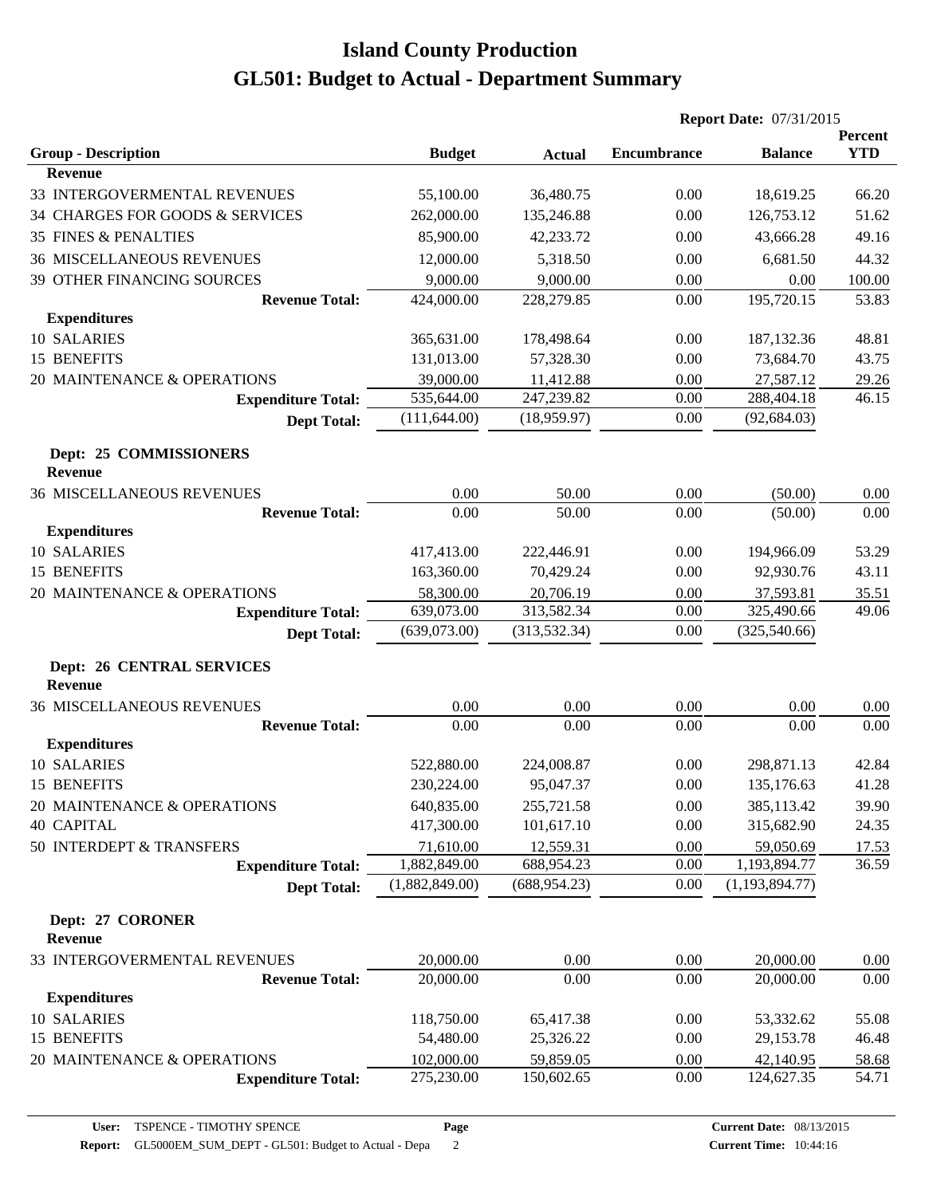# Island County Production
# GL501: Budget to Actual - Department Summary

**Report Date:** 07/31/2015

| Group - Description | Budget | Actual | Encumbrance | Balance | Percent YTD |
|---|---|---|---|---|---|
| **Revenue** | | | | | |
| 33 INTERGOVERMENTAL REVENUES | 55,100.00 | 36,480.75 | 0.00 | 18,619.25 | 66.20 |
| 34 CHARGES FOR GOODS & SERVICES | 262,000.00 | 135,246.88 | 0.00 | 126,753.12 | 51.62 |
| 35 FINES & PENALTIES | 85,900.00 | 42,233.72 | 0.00 | 43,666.28 | 49.16 |
| 36 MISCELLANEOUS REVENUES | 12,000.00 | 5,318.50 | 0.00 | 6,681.50 | 44.32 |
| 39 OTHER FINANCING SOURCES | 9,000.00 | 9,000.00 | 0.00 | 0.00 | 100.00 |
| **Revenue Total:** | 424,000.00 | 228,279.85 | 0.00 | 195,720.15 | 53.83 |
| **Expenditures** | | | | | |
| 10 SALARIES | 365,631.00 | 178,498.64 | 0.00 | 187,132.36 | 48.81 |
| 15 BENEFITS | 131,013.00 | 57,328.30 | 0.00 | 73,684.70 | 43.75 |
| 20 MAINTENANCE & OPERATIONS | 39,000.00 | 11,412.88 | 0.00 | 27,587.12 | 29.26 |
| **Expenditure Total:** | 535,644.00 | 247,239.82 | 0.00 | 288,404.18 | 46.15 |
| **Dept Total:** | (111,644.00) | (18,959.97) | 0.00 | (92,684.03) | |
| **Dept: 25 COMMISSIONERS** | | | | | |
| **Revenue** | | | | | |
| 36 MISCELLANEOUS REVENUES | 0.00 | 50.00 | 0.00 | (50.00) | 0.00 |
| **Revenue Total:** | 0.00 | 50.00 | 0.00 | (50.00) | 0.00 |
| **Expenditures** | | | | | |
| 10 SALARIES | 417,413.00 | 222,446.91 | 0.00 | 194,966.09 | 53.29 |
| 15 BENEFITS | 163,360.00 | 70,429.24 | 0.00 | 92,930.76 | 43.11 |
| 20 MAINTENANCE & OPERATIONS | 58,300.00 | 20,706.19 | 0.00 | 37,593.81 | 35.51 |
| **Expenditure Total:** | 639,073.00 | 313,582.34 | 0.00 | 325,490.66 | 49.06 |
| **Dept Total:** | (639,073.00) | (313,532.34) | 0.00 | (325,540.66) | |
| **Dept: 26 CENTRAL SERVICES** | | | | | |
| **Revenue** | | | | | |
| 36 MISCELLANEOUS REVENUES | 0.00 | 0.00 | 0.00 | 0.00 | 0.00 |
| **Revenue Total:** | 0.00 | 0.00 | 0.00 | 0.00 | 0.00 |
| **Expenditures** | | | | | |
| 10 SALARIES | 522,880.00 | 224,008.87 | 0.00 | 298,871.13 | 42.84 |
| 15 BENEFITS | 230,224.00 | 95,047.37 | 0.00 | 135,176.63 | 41.28 |
| 20 MAINTENANCE & OPERATIONS | 640,835.00 | 255,721.58 | 0.00 | 385,113.42 | 39.90 |
| 40 CAPITAL | 417,300.00 | 101,617.10 | 0.00 | 315,682.90 | 24.35 |
| 50 INTERDEPT & TRANSFERS | 71,610.00 | 12,559.31 | 0.00 | 59,050.69 | 17.53 |
| **Expenditure Total:** | 1,882,849.00 | 688,954.23 | 0.00 | 1,193,894.77 | 36.59 |
| **Dept Total:** | (1,882,849.00) | (688,954.23) | 0.00 | (1,193,894.77) | |
| **Dept: 27 CORONER** | | | | | |
| **Revenue** | | | | | |
| 33 INTERGOVERMENTAL REVENUES | 20,000.00 | 0.00 | 0.00 | 20,000.00 | 0.00 |
| **Revenue Total:** | 20,000.00 | 0.00 | 0.00 | 20,000.00 | 0.00 |
| **Expenditures** | | | | | |
| 10 SALARIES | 118,750.00 | 65,417.38 | 0.00 | 53,332.62 | 55.08 |
| 15 BENEFITS | 54,480.00 | 25,326.22 | 0.00 | 29,153.78 | 46.48 |
| 20 MAINTENANCE & OPERATIONS | 102,000.00 | 59,859.05 | 0.00 | 42,140.95 | 58.68 |
| **Expenditure Total:** | 275,230.00 | 150,602.65 | 0.00 | 124,627.35 | 54.71 |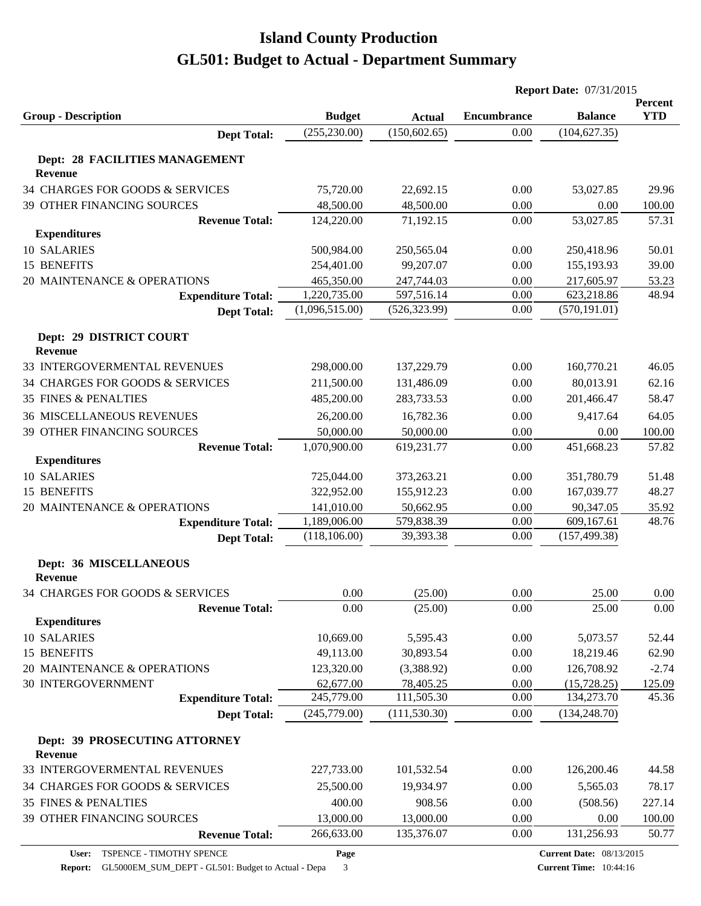# Island County Production
# GL501: Budget to Actual - Department Summary

**Report Date:** 07/31/2015

| Group - Description | Budget | Actual | Encumbrance | Balance | Percent YTD |
|---|---|---|---|---|---|
| **Dept Total:** | (255,230.00) | (150,602.65) | 0.00 | (104,627.35) | |
| **Dept: 28 FACILITIES MANAGEMENT** | | | | | |
| **Revenue** | | | | | |
| 34 CHARGES FOR GOODS & SERVICES | 75,720.00 | 22,692.15 | 0.00 | 53,027.85 | 29.96 |
| 39 OTHER FINANCING SOURCES | 48,500.00 | 48,500.00 | 0.00 | 0.00 | 100.00 |
| **Revenue Total:** | 124,220.00 | 71,192.15 | 0.00 | 53,027.85 | 57.31 |
| **Expenditures** | | | | | |
| 10 SALARIES | 500,984.00 | 250,565.04 | 0.00 | 250,418.96 | 50.01 |
| 15 BENEFITS | 254,401.00 | 99,207.07 | 0.00 | 155,193.93 | 39.00 |
| 20 MAINTENANCE & OPERATIONS | 465,350.00 | 247,744.03 | 0.00 | 217,605.97 | 53.23 |
| **Expenditure Total:** | 1,220,735.00 | 597,516.14 | 0.00 | 623,218.86 | 48.94 |
| **Dept Total:** | (1,096,515.00) | (526,323.99) | 0.00 | (570,191.01) | |
| **Dept: 29 DISTRICT COURT** | | | | | |
| **Revenue** | | | | | |
| 33 INTERGOVERMENTAL REVENUES | 298,000.00 | 137,229.79 | 0.00 | 160,770.21 | 46.05 |
| 34 CHARGES FOR GOODS & SERVICES | 211,500.00 | 131,486.09 | 0.00 | 80,013.91 | 62.16 |
| 35 FINES & PENALTIES | 485,200.00 | 283,733.53 | 0.00 | 201,466.47 | 58.47 |
| 36 MISCELLANEOUS REVENUES | 26,200.00 | 16,782.36 | 0.00 | 9,417.64 | 64.05 |
| 39 OTHER FINANCING SOURCES | 50,000.00 | 50,000.00 | 0.00 | 0.00 | 100.00 |
| **Revenue Total:** | 1,070,900.00 | 619,231.77 | 0.00 | 451,668.23 | 57.82 |
| **Expenditures** | | | | | |
| 10 SALARIES | 725,044.00 | 373,263.21 | 0.00 | 351,780.79 | 51.48 |
| 15 BENEFITS | 322,952.00 | 155,912.23 | 0.00 | 167,039.77 | 48.27 |
| 20 MAINTENANCE & OPERATIONS | 141,010.00 | 50,662.95 | 0.00 | 90,347.05 | 35.92 |
| **Expenditure Total:** | 1,189,006.00 | 579,838.39 | 0.00 | 609,167.61 | 48.76 |
| **Dept Total:** | (118,106.00) | 39,393.38 | 0.00 | (157,499.38) | |
| **Dept: 36 MISCELLANEOUS** | | | | | |
| **Revenue** | | | | | |
| 34 CHARGES FOR GOODS & SERVICES | 0.00 | (25.00) | 0.00 | 25.00 | 0.00 |
| **Revenue Total:** | 0.00 | (25.00) | 0.00 | 25.00 | 0.00 |
| **Expenditures** | | | | | |
| 10 SALARIES | 10,669.00 | 5,595.43 | 0.00 | 5,073.57 | 52.44 |
| 15 BENEFITS | 49,113.00 | 30,893.54 | 0.00 | 18,219.46 | 62.90 |
| 20 MAINTENANCE & OPERATIONS | 123,320.00 | (3,388.92) | 0.00 | 126,708.92 | -2.74 |
| 30 INTERGOVERNMENT | 62,677.00 | 78,405.25 | 0.00 | (15,728.25) | 125.09 |
| **Expenditure Total:** | 245,779.00 | 111,505.30 | 0.00 | 134,273.70 | 45.36 |
| **Dept Total:** | (245,779.00) | (111,530.30) | 0.00 | (134,248.70) | |
| **Dept: 39 PROSECUTING ATTORNEY** | | | | | |
| **Revenue** | | | | | |
| 33 INTERGOVERMENTAL REVENUES | 227,733.00 | 101,532.54 | 0.00 | 126,200.46 | 44.58 |
| 34 CHARGES FOR GOODS & SERVICES | 25,500.00 | 19,934.97 | 0.00 | 5,565.03 | 78.17 |
| 35 FINES & PENALTIES | 400.00 | 908.56 | 0.00 | (508.56) | 227.14 |
| 39 OTHER FINANCING SOURCES | 13,000.00 | 13,000.00 | 0.00 | 0.00 | 100.00 |
| **Revenue Total:** | 266,633.00 | 135,376.07 | 0.00 | 131,256.93 | 50.77 |

**User:** TSPENCE - TIMOTHY SPENCE
**Report:** GL5000EM_SUM_DEPT - GL501: Budget to Actual - Depa
**Current Date:** 08/13/2015
**Current Time:** 10:44:16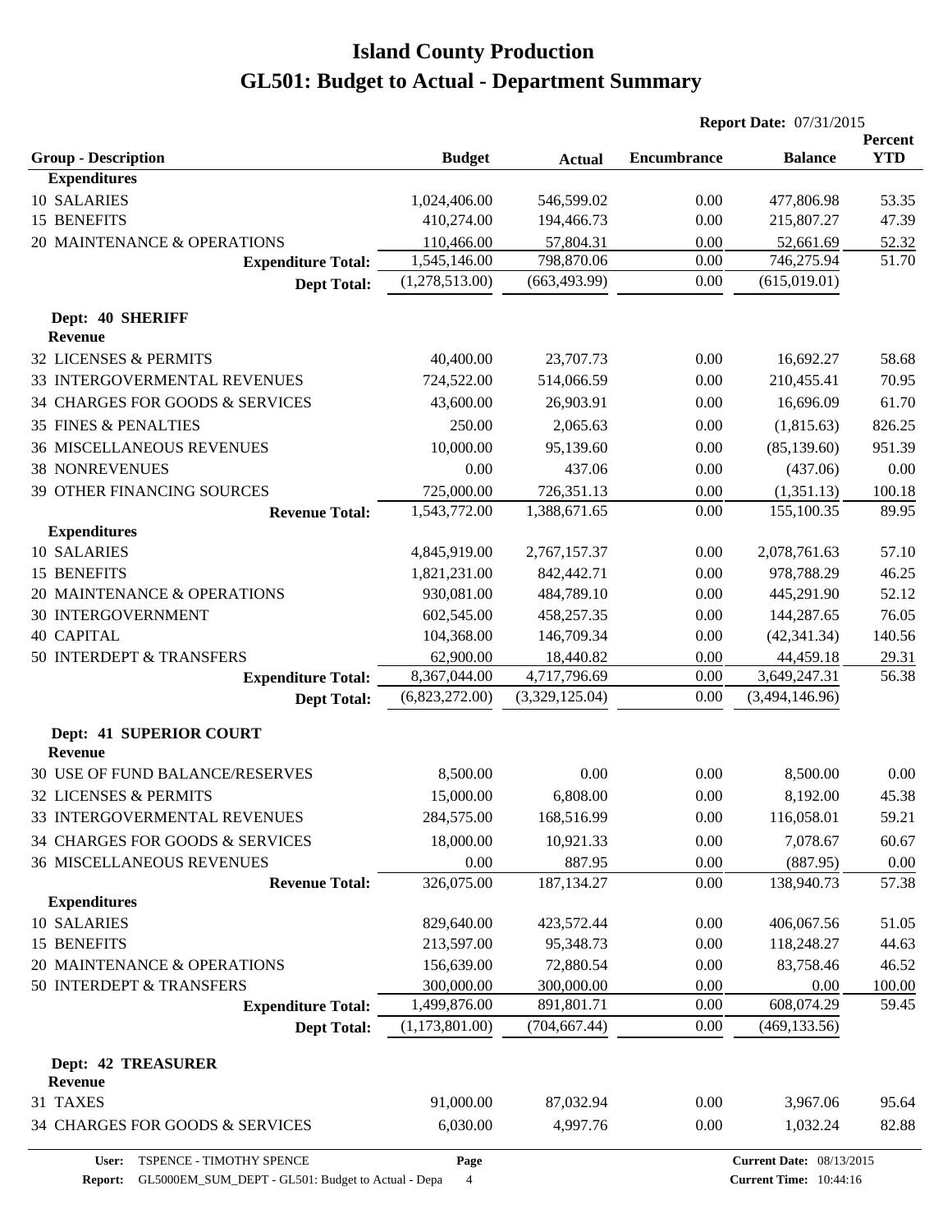# Island County Production

# GL501: Budget to Actual - Department Summary

**Report Date:** 07/31/2015

| Group - Description | Budget | Actual | Encumbrance | Balance | Percent YTD |
|---|---|---|---|---|---|
| **Expenditures** | | | | | |
| 10 SALARIES | 1,024,406.00 | 546,599.02 | 0.00 | 477,806.98 | 53.35 |
| 15 BENEFITS | 410,274.00 | 194,466.73 | 0.00 | 215,807.27 | 47.39 |
| 20 MAINTENANCE & OPERATIONS | 110,466.00 | 57,804.31 | 0.00 | 52,661.69 | 52.32 |
| **Expenditure Total:** | 1,545,146.00 | 798,870.06 | 0.00 | 746,275.94 | 51.70 |
| **Dept Total:** | (1,278,513.00) | (663,493.99) | 0.00 | (615,019.01) | |
| **Dept: 40 SHERIFF** | | | | | |
| **Revenue** | | | | | |
| 32 LICENSES & PERMITS | 40,400.00 | 23,707.73 | 0.00 | 16,692.27 | 58.68 |
| 33 INTERGOVERMENTAL REVENUES | 724,522.00 | 514,066.59 | 0.00 | 210,455.41 | 70.95 |
| 34 CHARGES FOR GOODS & SERVICES | 43,600.00 | 26,903.91 | 0.00 | 16,696.09 | 61.70 |
| 35 FINES & PENALTIES | 250.00 | 2,065.63 | 0.00 | (1,815.63) | 826.25 |
| 36 MISCELLANEOUS REVENUES | 10,000.00 | 95,139.60 | 0.00 | (85,139.60) | 951.39 |
| 38 NONREVENUES | 0.00 | 437.06 | 0.00 | (437.06) | 0.00 |
| 39 OTHER FINANCING SOURCES | 725,000.00 | 726,351.13 | 0.00 | (1,351.13) | 100.18 |
| **Revenue Total:** | 1,543,772.00 | 1,388,671.65 | 0.00 | 155,100.35 | 89.95 |
| **Expenditures** | | | | | |
| 10 SALARIES | 4,845,919.00 | 2,767,157.37 | 0.00 | 2,078,761.63 | 57.10 |
| 15 BENEFITS | 1,821,231.00 | 842,442.71 | 0.00 | 978,788.29 | 46.25 |
| 20 MAINTENANCE & OPERATIONS | 930,081.00 | 484,789.10 | 0.00 | 445,291.90 | 52.12 |
| 30 INTERGOVERNMENT | 602,545.00 | 458,257.35 | 0.00 | 144,287.65 | 76.05 |
| 40 CAPITAL | 104,368.00 | 146,709.34 | 0.00 | (42,341.34) | 140.56 |
| 50 INTERDEPT & TRANSFERS | 62,900.00 | 18,440.82 | 0.00 | 44,459.18 | 29.31 |
| **Expenditure Total:** | 8,367,044.00 | 4,717,796.69 | 0.00 | 3,649,247.31 | 56.38 |
| **Dept Total:** | (6,823,272.00) | (3,329,125.04) | 0.00 | (3,494,146.96) | |
| **Dept: 41 SUPERIOR COURT** | | | | | |
| **Revenue** | | | | | |
| 30 USE OF FUND BALANCE/RESERVES | 8,500.00 | 0.00 | 0.00 | 8,500.00 | 0.00 |
| 32 LICENSES & PERMITS | 15,000.00 | 6,808.00 | 0.00 | 8,192.00 | 45.38 |
| 33 INTERGOVERMENTAL REVENUES | 284,575.00 | 168,516.99 | 0.00 | 116,058.01 | 59.21 |
| 34 CHARGES FOR GOODS & SERVICES | 18,000.00 | 10,921.33 | 0.00 | 7,078.67 | 60.67 |
| 36 MISCELLANEOUS REVENUES | 0.00 | 887.95 | 0.00 | (887.95) | 0.00 |
| **Revenue Total:** | 326,075.00 | 187,134.27 | 0.00 | 138,940.73 | 57.38 |
| **Expenditures** | | | | | |
| 10 SALARIES | 829,640.00 | 423,572.44 | 0.00 | 406,067.56 | 51.05 |
| 15 BENEFITS | 213,597.00 | 95,348.73 | 0.00 | 118,248.27 | 44.63 |
| 20 MAINTENANCE & OPERATIONS | 156,639.00 | 72,880.54 | 0.00 | 83,758.46 | 46.52 |
| 50 INTERDEPT & TRANSFERS | 300,000.00 | 300,000.00 | 0.00 | 0.00 | 100.00 |
| **Expenditure Total:** | 1,499,876.00 | 891,801.71 | 0.00 | 608,074.29 | 59.45 |
| **Dept Total:** | (1,173,801.00) | (704,667.44) | 0.00 | (469,133.56) | |
| **Dept: 42 TREASURER** | | | | | |
| **Revenue** | | | | | |
| 31 TAXES | 91,000.00 | 87,032.94 | 0.00 | 3,967.06 | 95.64 |
| 34 CHARGES FOR GOODS & SERVICES | 6,030.00 | 4,997.76 | 0.00 | 1,032.24 | 82.88 |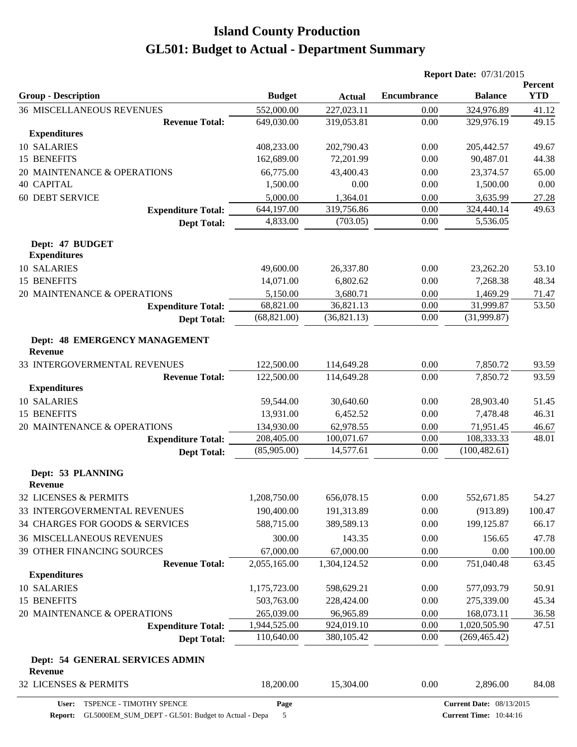# Island County Production
## GL501: Budget to Actual - Department Summary

**Report Date:** 07/31/2015

| Group - Description | Budget | Actual | Encumbrance | Balance | Percent YTD |
|---|---|---|---|---|---|
| 36 MISCELLANEOUS REVENUES | 552,000.00 | 227,023.11 | 0.00 | 324,976.89 | 41.12 |
| **Revenue Total:** | 649,030.00 | 319,053.81 | 0.00 | 329,976.19 | 49.15 |
| **Expenditures** | | | | | |
| 10 SALARIES | 408,233.00 | 202,790.43 | 0.00 | 205,442.57 | 49.67 |
| 15 BENEFITS | 162,689.00 | 72,201.99 | 0.00 | 90,487.01 | 44.38 |
| 20 MAINTENANCE & OPERATIONS | 66,775.00 | 43,400.43 | 0.00 | 23,374.57 | 65.00 |
| 40 CAPITAL | 1,500.00 | 0.00 | 0.00 | 1,500.00 | 0.00 |
| 60 DEBT SERVICE | 5,000.00 | 1,364.01 | 0.00 | 3,635.99 | 27.28 |
| **Expenditure Total:** | 644,197.00 | 319,756.86 | 0.00 | 324,440.14 | 49.63 |
| **Dept Total:** | 4,833.00 | (703.05) | 0.00 | 5,536.05 | |
| **Dept: 47 BUDGET** | | | | | |
| **Expenditures** | | | | | |
| 10 SALARIES | 49,600.00 | 26,337.80 | 0.00 | 23,262.20 | 53.10 |
| 15 BENEFITS | 14,071.00 | 6,802.62 | 0.00 | 7,268.38 | 48.34 |
| 20 MAINTENANCE & OPERATIONS | 5,150.00 | 3,680.71 | 0.00 | 1,469.29 | 71.47 |
| **Expenditure Total:** | 68,821.00 | 36,821.13 | 0.00 | 31,999.87 | 53.50 |
| **Dept Total:** | (68,821.00) | (36,821.13) | 0.00 | (31,999.87) | |
| **Dept: 48 EMERGENCY MANAGEMENT** | | | | | |
| **Revenue** | | | | | |
| 33 INTERGOVERMENTAL REVENUES | 122,500.00 | 114,649.28 | 0.00 | 7,850.72 | 93.59 |
| **Revenue Total:** | 122,500.00 | 114,649.28 | 0.00 | 7,850.72 | 93.59 |
| **Expenditures** | | | | | |
| 10 SALARIES | 59,544.00 | 30,640.60 | 0.00 | 28,903.40 | 51.45 |
| 15 BENEFITS | 13,931.00 | 6,452.52 | 0.00 | 7,478.48 | 46.31 |
| 20 MAINTENANCE & OPERATIONS | 134,930.00 | 62,978.55 | 0.00 | 71,951.45 | 46.67 |
| **Expenditure Total:** | 208,405.00 | 100,071.67 | 0.00 | 108,333.33 | 48.01 |
| **Dept Total:** | (85,905.00) | 14,577.61 | 0.00 | (100,482.61) | |
| **Dept: 53 PLANNING** | | | | | |
| **Revenue** | | | | | |
| 32 LICENSES & PERMITS | 1,208,750.00 | 656,078.15 | 0.00 | 552,671.85 | 54.27 |
| 33 INTERGOVERMENTAL REVENUES | 190,400.00 | 191,313.89 | 0.00 | (913.89) | 100.47 |
| 34 CHARGES FOR GOODS & SERVICES | 588,715.00 | 389,589.13 | 0.00 | 199,125.87 | 66.17 |
| 36 MISCELLANEOUS REVENUES | 300.00 | 143.35 | 0.00 | 156.65 | 47.78 |
| 39 OTHER FINANCING SOURCES | 67,000.00 | 67,000.00 | 0.00 | 0.00 | 100.00 |
| **Revenue Total:** | 2,055,165.00 | 1,304,124.52 | 0.00 | 751,040.48 | 63.45 |
| **Expenditures** | | | | | |
| 10 SALARIES | 1,175,723.00 | 598,629.21 | 0.00 | 577,093.79 | 50.91 |
| 15 BENEFITS | 503,763.00 | 228,424.00 | 0.00 | 275,339.00 | 45.34 |
| 20 MAINTENANCE & OPERATIONS | 265,039.00 | 96,965.89 | 0.00 | 168,073.11 | 36.58 |
| **Expenditure Total:** | 1,944,525.00 | 924,019.10 | 0.00 | 1,020,505.90 | 47.51 |
| **Dept Total:** | 110,640.00 | 380,105.42 | 0.00 | (269,465.42) | |
| **Dept: 54 GENERAL SERVICES ADMIN** | | | | | |
| **Revenue** | | | | | |
| 32 LICENSES & PERMITS | 18,200.00 | 15,304.00 | 0.00 | 2,896.00 | 84.08 |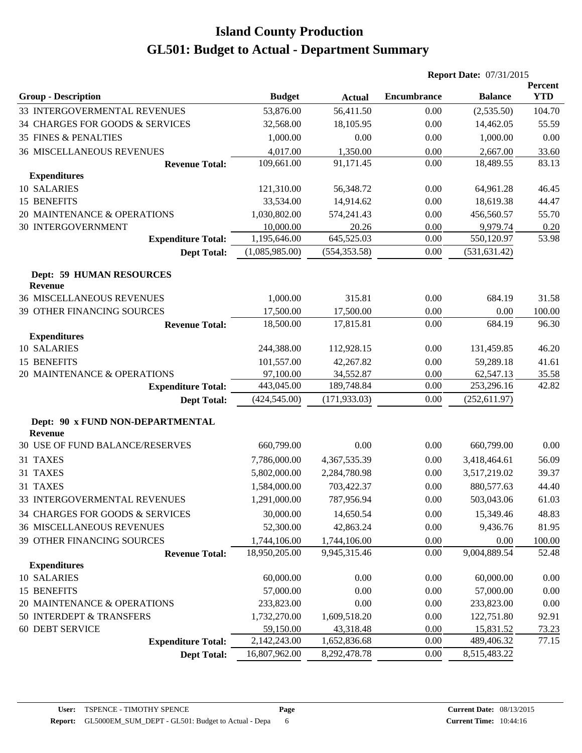# Island County Production
# GL501: Budget to Actual - Department Summary

**Report Date:** 07/31/2015

| Group - Description | Budget | Actual | Encumbrance | Balance | Percent YTD |
|---|---|---|---|---|---|
| 33 INTERGOVERMENTAL REVENUES | 53,876.00 | 56,411.50 | 0.00 | (2,535.50) | 104.70 |
| 34 CHARGES FOR GOODS & SERVICES | 32,568.00 | 18,105.95 | 0.00 | 14,462.05 | 55.59 |
| 35 FINES & PENALTIES | 1,000.00 | 0.00 | 0.00 | 1,000.00 | 0.00 |
| 36 MISCELLANEOUS REVENUES | 4,017.00 | 1,350.00 | 0.00 | 2,667.00 | 33.60 |
| **Revenue Total:** | 109,661.00 | 91,171.45 | 0.00 | 18,489.55 | 83.13 |
| **Expenditures** | | | | | |
| 10 SALARIES | 121,310.00 | 56,348.72 | 0.00 | 64,961.28 | 46.45 |
| 15 BENEFITS | 33,534.00 | 14,914.62 | 0.00 | 18,619.38 | 44.47 |
| 20 MAINTENANCE & OPERATIONS | 1,030,802.00 | 574,241.43 | 0.00 | 456,560.57 | 55.70 |
| 30 INTERGOVERNMENT | 10,000.00 | 20.26 | 0.00 | 9,979.74 | 0.20 |
| **Expenditure Total:** | 1,195,646.00 | 645,525.03 | 0.00 | 550,120.97 | 53.98 |
| **Dept Total:** | (1,085,985.00) | (554,353.58) | 0.00 | (531,631.42) | |
| **Dept: 59 HUMAN RESOURCES** | | | | | |
| **Revenue** | | | | | |
| 36 MISCELLANEOUS REVENUES | 1,000.00 | 315.81 | 0.00 | 684.19 | 31.58 |
| 39 OTHER FINANCING SOURCES | 17,500.00 | 17,500.00 | 0.00 | 0.00 | 100.00 |
| **Revenue Total:** | 18,500.00 | 17,815.81 | 0.00 | 684.19 | 96.30 |
| **Expenditures** | | | | | |
| 10 SALARIES | 244,388.00 | 112,928.15 | 0.00 | 131,459.85 | 46.20 |
| 15 BENEFITS | 101,557.00 | 42,267.82 | 0.00 | 59,289.18 | 41.61 |
| 20 MAINTENANCE & OPERATIONS | 97,100.00 | 34,552.87 | 0.00 | 62,547.13 | 35.58 |
| **Expenditure Total:** | 443,045.00 | 189,748.84 | 0.00 | 253,296.16 | 42.82 |
| **Dept Total:** | (424,545.00) | (171,933.03) | 0.00 | (252,611.97) | |
| **Dept: 90 x FUND NON-DEPARTMENTAL** | | | | | |
| **Revenue** | | | | | |
| 30 USE OF FUND BALANCE/RESERVES | 660,799.00 | 0.00 | 0.00 | 660,799.00 | 0.00 |
| 31 TAXES | 7,786,000.00 | 4,367,535.39 | 0.00 | 3,418,464.61 | 56.09 |
| 31 TAXES | 5,802,000.00 | 2,284,780.98 | 0.00 | 3,517,219.02 | 39.37 |
| 31 TAXES | 1,584,000.00 | 703,422.37 | 0.00 | 880,577.63 | 44.40 |
| 33 INTERGOVERMENTAL REVENUES | 1,291,000.00 | 787,956.94 | 0.00 | 503,043.06 | 61.03 |
| 34 CHARGES FOR GOODS & SERVICES | 30,000.00 | 14,650.54 | 0.00 | 15,349.46 | 48.83 |
| 36 MISCELLANEOUS REVENUES | 52,300.00 | 42,863.24 | 0.00 | 9,436.76 | 81.95 |
| 39 OTHER FINANCING SOURCES | 1,744,106.00 | 1,744,106.00 | 0.00 | 0.00 | 100.00 |
| **Revenue Total:** | 18,950,205.00 | 9,945,315.46 | 0.00 | 9,004,889.54 | 52.48 |
| **Expenditures** | | | | | |
| 10 SALARIES | 60,000.00 | 0.00 | 0.00 | 60,000.00 | 0.00 |
| 15 BENEFITS | 57,000.00 | 0.00 | 0.00 | 57,000.00 | 0.00 |
| 20 MAINTENANCE & OPERATIONS | 233,823.00 | 0.00 | 0.00 | 233,823.00 | 0.00 |
| 50 INTERDEPT & TRANSFERS | 1,732,270.00 | 1,609,518.20 | 0.00 | 122,751.80 | 92.91 |
| 60 DEBT SERVICE | 59,150.00 | 43,318.48 | 0.00 | 15,831.52 | 73.23 |
| **Expenditure Total:** | 2,142,243.00 | 1,652,836.68 | 0.00 | 489,406.32 | 77.15 |
| **Dept Total:** | 16,807,962.00 | 8,292,478.78 | 0.00 | 8,515,483.22 | |

**User:** TSPENCE - TIMOTHY SPENCE
**Report:** GL5000EM_SUM_DEPT - GL501: Budget to Actual - Depa

**Current Date:** 08/13/2015
**Current Time:** 10:44:16